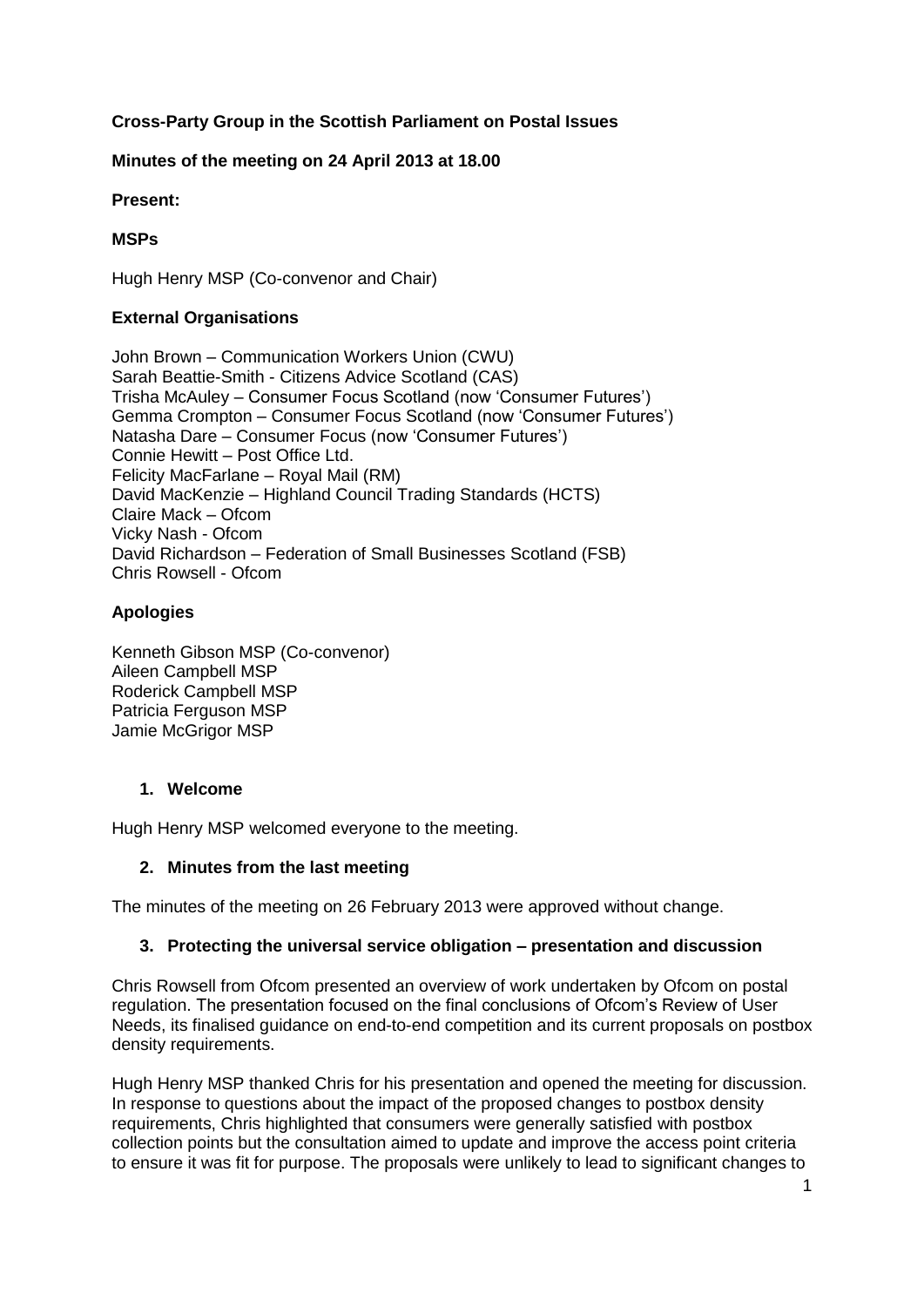**Cross-Party Group in the Scottish Parliament on Postal Issues**

**Minutes of the meeting on 24 April 2013 at 18.00**

**Present:**

**MSPs**

Hugh Henry MSP (Co-convenor and Chair)

**External Organisations**

John Brown – Communication Workers Union (CWU)
Sarah Beattie-Smith - Citizens Advice Scotland (CAS)
Trisha McAuley – Consumer Focus Scotland (now 'Consumer Futures')
Gemma Crompton – Consumer Focus Scotland (now 'Consumer Futures')
Natasha Dare – Consumer Focus (now 'Consumer Futures')
Connie Hewitt – Post Office Ltd.
Felicity MacFarlane – Royal Mail (RM)
David MacKenzie – Highland Council Trading Standards (HCTS)
Claire Mack – Ofcom
Vicky Nash - Ofcom
David Richardson – Federation of Small Businesses Scotland (FSB)
Chris Rowsell - Ofcom

**Apologies**

Kenneth Gibson MSP (Co-convenor)
Aileen Campbell MSP
Roderick Campbell MSP
Patricia Ferguson MSP
Jamie McGrigor MSP

1. **Welcome**

Hugh Henry MSP welcomed everyone to the meeting.

2. **Minutes from the last meeting**

The minutes of the meeting on 26 February 2013 were approved without change.

3. **Protecting the universal service obligation – presentation and discussion**

Chris Rowsell from Ofcom presented an overview of work undertaken by Ofcom on postal regulation. The presentation focused on the final conclusions of Ofcom's Review of User Needs, its finalised guidance on end-to-end competition and its current proposals on postbox density requirements.

Hugh Henry MSP thanked Chris for his presentation and opened the meeting for discussion. In response to questions about the impact of the proposed changes to postbox density requirements, Chris highlighted that consumers were generally satisfied with postbox collection points but the consultation aimed to update and improve the access point criteria to ensure it was fit for purpose. The proposals were unlikely to lead to significant changes to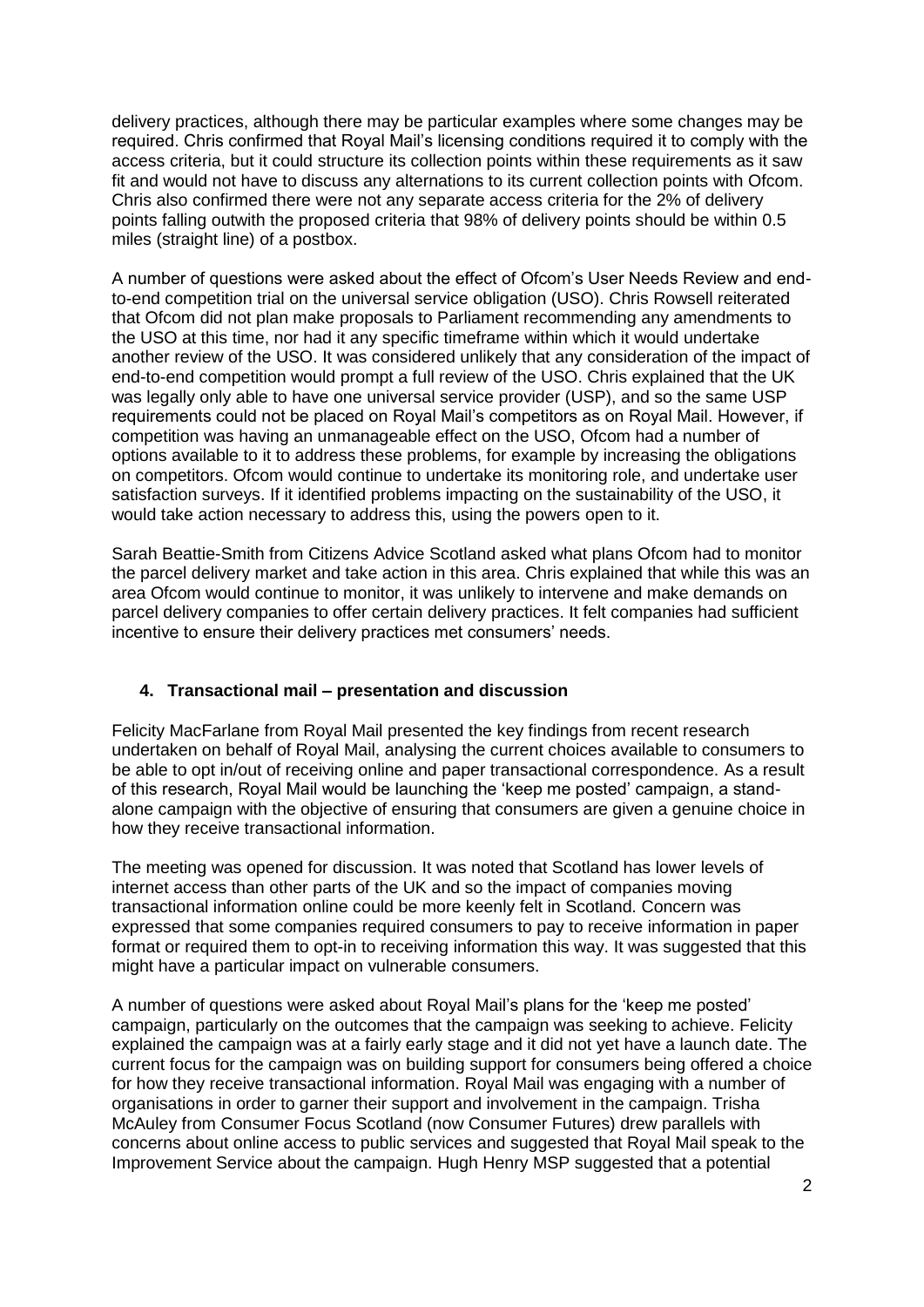delivery practices, although there may be particular examples where some changes may be required. Chris confirmed that Royal Mail's licensing conditions required it to comply with the access criteria, but it could structure its collection points within these requirements as it saw fit and would not have to discuss any alternations to its current collection points with Ofcom. Chris also confirmed there were not any separate access criteria for the 2% of delivery points falling outwith the proposed criteria that 98% of delivery points should be within 0.5 miles (straight line) of a postbox.

A number of questions were asked about the effect of Ofcom's User Needs Review and end-to-end competition trial on the universal service obligation (USO). Chris Rowsell reiterated that Ofcom did not plan make proposals to Parliament recommending any amendments to the USO at this time, nor had it any specific timeframe within which it would undertake another review of the USO. It was considered unlikely that any consideration of the impact of end-to-end competition would prompt a full review of the USO. Chris explained that the UK was legally only able to have one universal service provider (USP), and so the same USP requirements could not be placed on Royal Mail's competitors as on Royal Mail. However, if competition was having an unmanageable effect on the USO, Ofcom had a number of options available to it to address these problems, for example by increasing the obligations on competitors. Ofcom would continue to undertake its monitoring role, and undertake user satisfaction surveys. If it identified problems impacting on the sustainability of the USO, it would take action necessary to address this, using the powers open to it.

Sarah Beattie-Smith from Citizens Advice Scotland asked what plans Ofcom had to monitor the parcel delivery market and take action in this area. Chris explained that while this was an area Ofcom would continue to monitor, it was unlikely to intervene and make demands on parcel delivery companies to offer certain delivery practices. It felt companies had sufficient incentive to ensure their delivery practices met consumers' needs.

#### 4. Transactional mail – presentation and discussion

Felicity MacFarlane from Royal Mail presented the key findings from recent research undertaken on behalf of Royal Mail, analysing the current choices available to consumers to be able to opt in/out of receiving online and paper transactional correspondence. As a result of this research, Royal Mail would be launching the 'keep me posted' campaign, a stand-alone campaign with the objective of ensuring that consumers are given a genuine choice in how they receive transactional information.

The meeting was opened for discussion. It was noted that Scotland has lower levels of internet access than other parts of the UK and so the impact of companies moving transactional information online could be more keenly felt in Scotland. Concern was expressed that some companies required consumers to pay to receive information in paper format or required them to opt-in to receiving information this way. It was suggested that this might have a particular impact on vulnerable consumers.

A number of questions were asked about Royal Mail's plans for the 'keep me posted' campaign, particularly on the outcomes that the campaign was seeking to achieve. Felicity explained the campaign was at a fairly early stage and it did not yet have a launch date. The current focus for the campaign was on building support for consumers being offered a choice for how they receive transactional information. Royal Mail was engaging with a number of organisations in order to garner their support and involvement in the campaign. Trisha McAuley from Consumer Focus Scotland (now Consumer Futures) drew parallels with concerns about online access to public services and suggested that Royal Mail speak to the Improvement Service about the campaign. Hugh Henry MSP suggested that a potential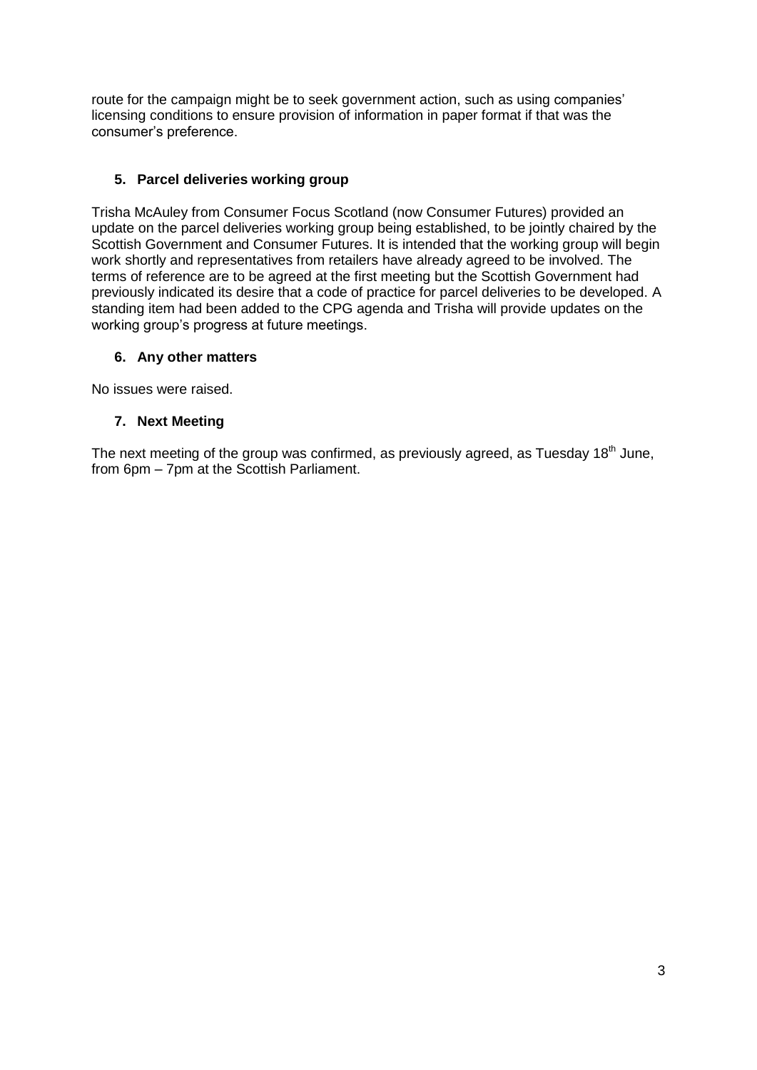route for the campaign might be to seek government action, such as using companies' licensing conditions to ensure provision of information in paper format if that was the consumer's preference.

## 5. Parcel deliveries working group

Trisha McAuley from Consumer Focus Scotland (now Consumer Futures) provided an update on the parcel deliveries working group being established, to be jointly chaired by the Scottish Government and Consumer Futures. It is intended that the working group will begin work shortly and representatives from retailers have already agreed to be involved. The terms of reference are to be agreed at the first meeting but the Scottish Government had previously indicated its desire that a code of practice for parcel deliveries to be developed. A standing item had been added to the CPG agenda and Trisha will provide updates on the working group's progress at future meetings.

## 6. Any other matters

No issues were raised.

## 7. Next Meeting

The next meeting of the group was confirmed, as previously agreed, as Tuesday 18th June, from 6pm – 7pm at the Scottish Parliament.